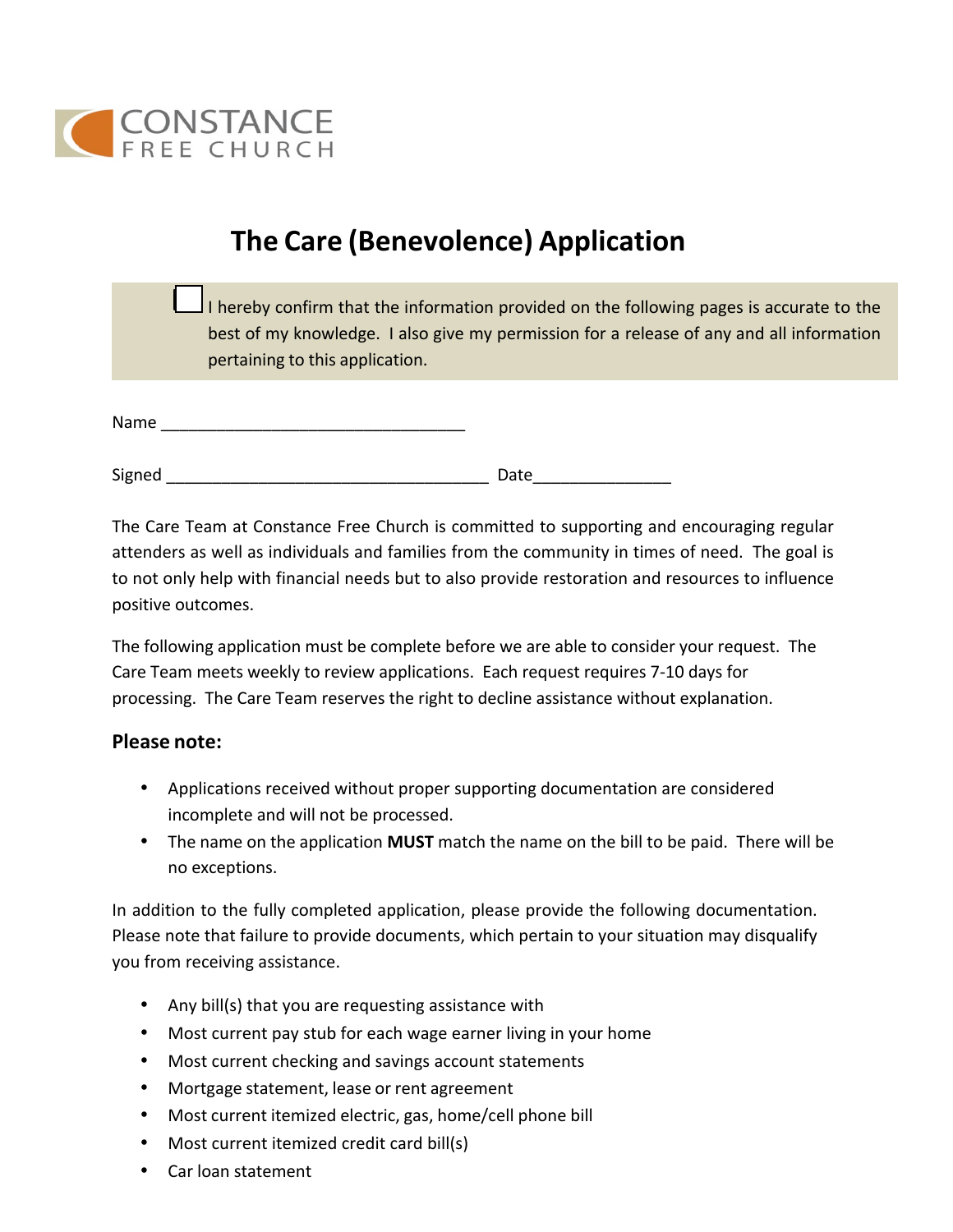CONSTANCE
FREE CHURCH

# The Care (Benevolence) Application

☐ I hereby confirm that the information provided on the following pages is accurate to the best of my knowledge. I also give my permission for a release of any and all information pertaining to this application.

Name _________________________________

Signed ___________________________________ Date_______________

The Care Team at Constance Free Church is committed to supporting and encouraging regular attenders as well as individuals and families from the community in times of need. The goal is to not only help with financial needs but to also provide restoration and resources to influence positive outcomes.

The following application must be complete before we are able to consider your request. The Care Team meets weekly to review applications. Each request requires 7-10 days for processing. The Care Team reserves the right to decline assistance without explanation.

### Please note:

- Applications received without proper supporting documentation are considered incomplete and will not be processed.
- The name on the application **MUST** match the name on the bill to be paid. There will be no exceptions.

In addition to the fully completed application, please provide the following documentation. Please note that failure to provide documents, which pertain to your situation may disqualify you from receiving assistance.

- Any bill(s) that you are requesting assistance with
- Most current pay stub for each wage earner living in your home
- Most current checking and savings account statements
- Mortgage statement, lease or rent agreement
- Most current itemized electric, gas, home/cell phone bill
- Most current itemized credit card bill(s)
- Car loan statement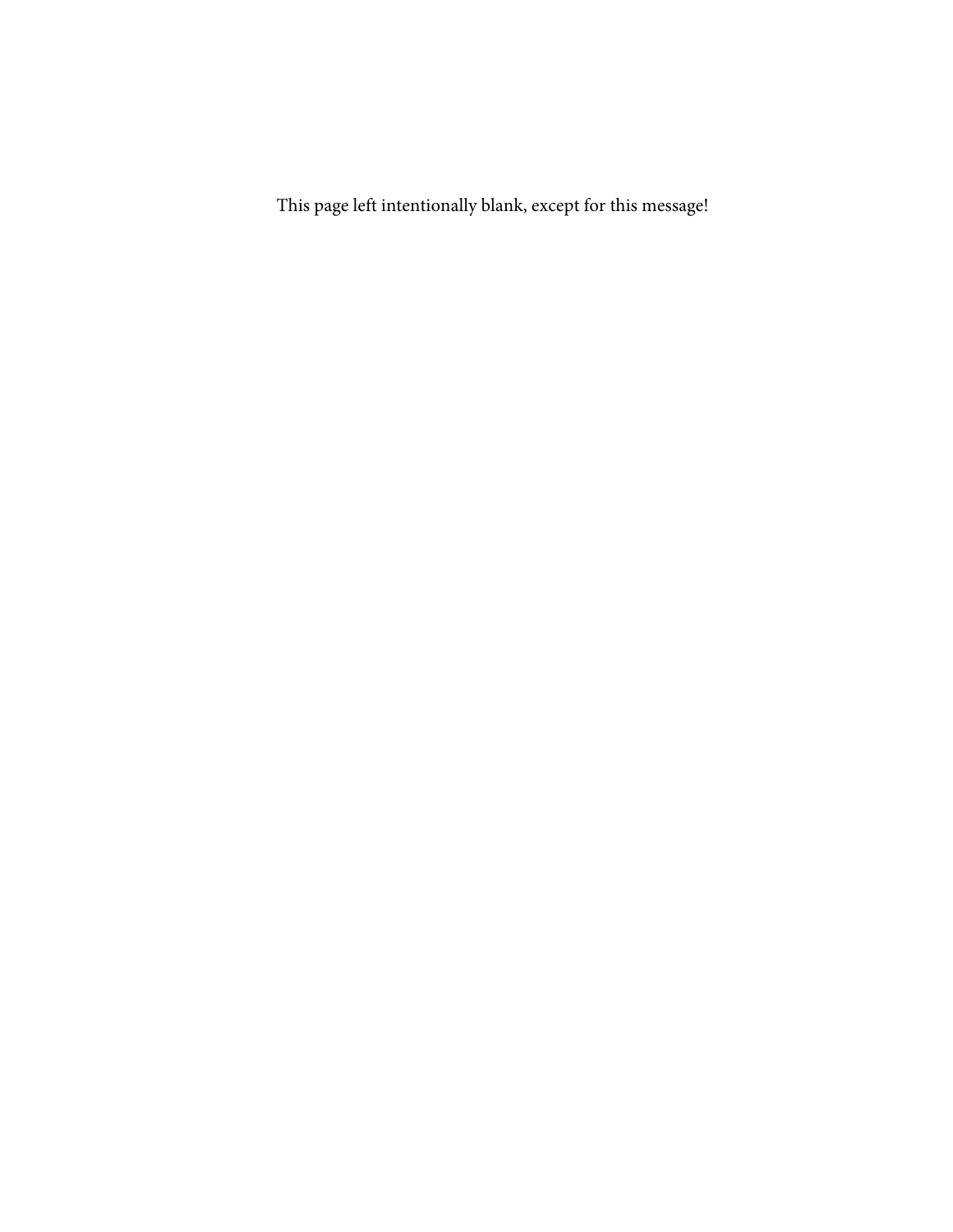This page left intentionally blank, except for this message!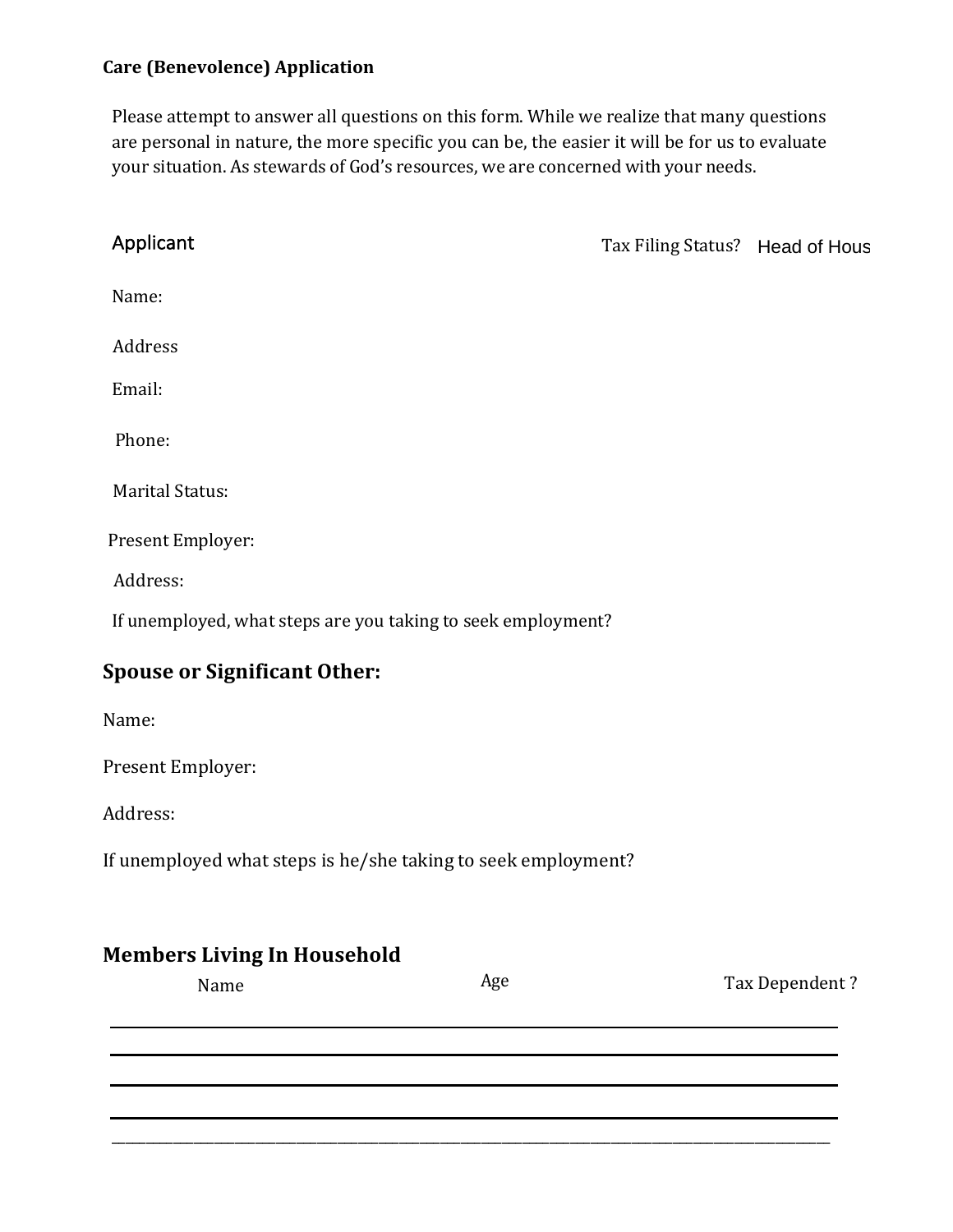**Care (Benevolence) Application**

Please attempt to answer all questions on this form. While we realize that many questions are personal in nature, the more specific you can be, the easier it will be for us to evaluate your situation. As stewards of God's resources, we are concerned with your needs.

Applicant

Tax Filing Status? Head of Hous

Name:

Address

Email:

Phone:

Marital Status:

Present Employer:

Address:

If unemployed, what steps are you taking to seek employment?

## Spouse or Significant Other:

Name:

Present Employer:

Address:

If unemployed what steps is he/she taking to seek employment?

## Members Living In Household

| Name | Age | Tax Dependent ? |
|---|---|---|
| | | |
| | | |
| | | |
| | | |
| | | |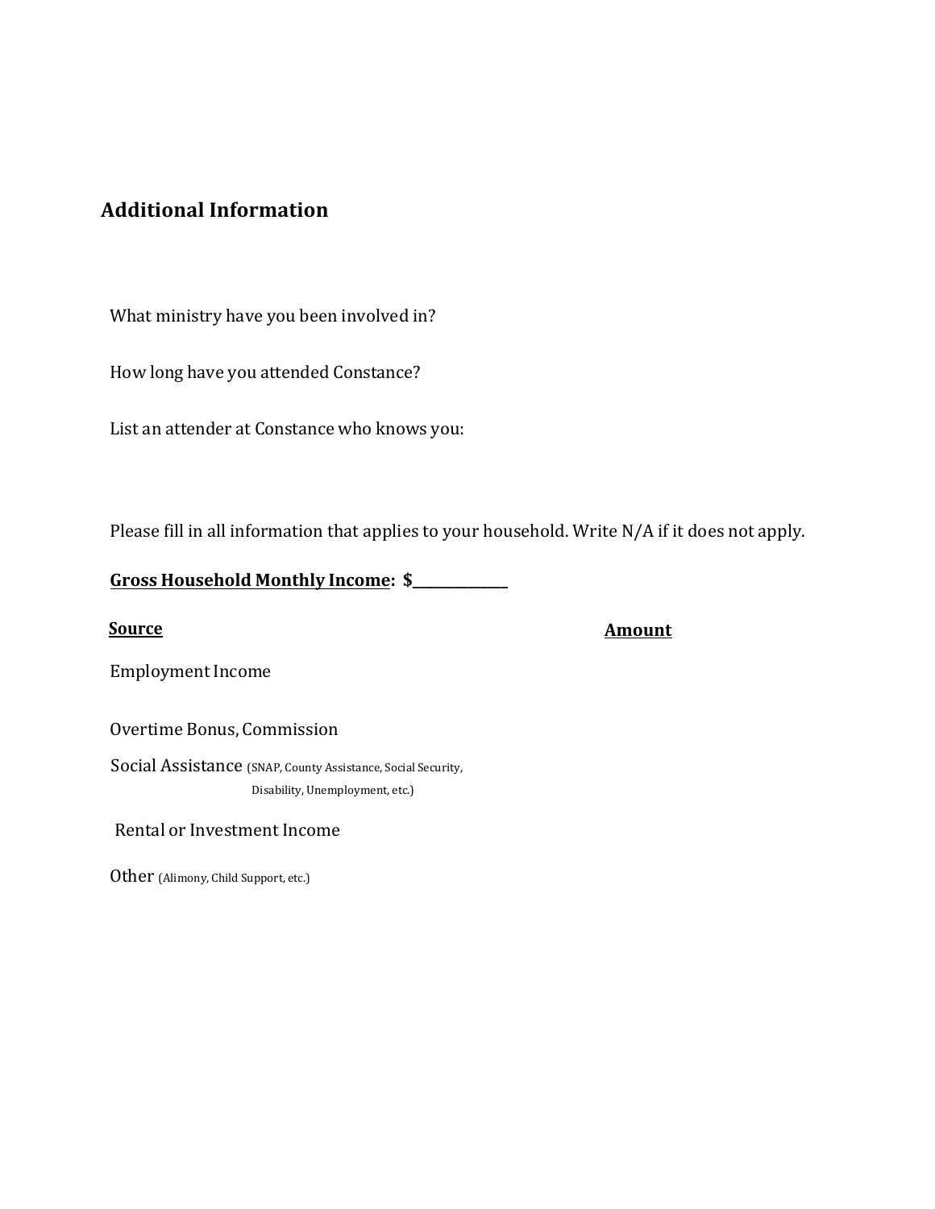## Additional Information

What ministry have you been involved in?

How long have you attended Constance?

List an attender at Constance who knows you:

Please fill in all information that applies to your household. Write N/A if it does not apply.

**<u>Gross Household Monthly Income</u>: $______________**

| **<u>Source</u>** | **<u>Amount</u>** |
|---|---|
| Employment Income | |
| Overtime Bonus, Commission | |
| Social Assistance (SNAP, County Assistance, Social Security, Disability, Unemployment, etc.) | |
| Rental or Investment Income | |
| Other (Alimony, Child Support, etc.) | |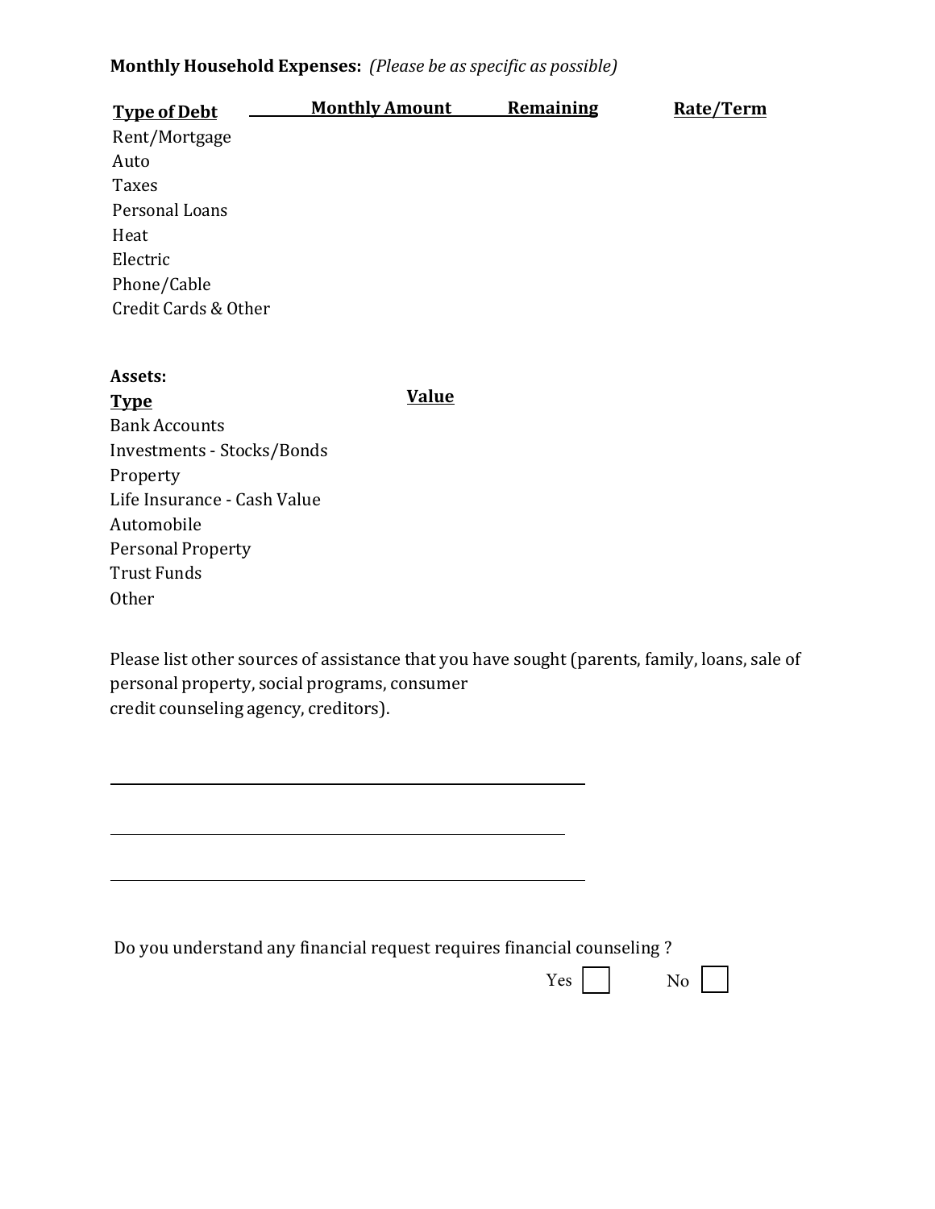**Monthly Household Expenses:** *(Please be as specific as possible)*

| Type of Debt | Monthly Amount | Remaining | Rate/Term |
|---|---|---|---|
| Rent/Mortgage | | | |
| Auto | | | |
| Taxes | | | |
| Personal Loans | | | |
| Heat | | | |
| Electric | | | |
| Phone/Cable | | | |
| Credit Cards & Other | | | |

**Assets:**

| Type | Value |
|---|---|
| Bank Accounts | |
| Investments - Stocks/Bonds | |
| Property | |
| Life Insurance - Cash Value | |
| Automobile | |
| Personal Property | |
| Trust Funds | |
| Other | |

Please list other sources of assistance that you have sought (parents, family, loans, sale of personal property, social programs, consumer credit counseling agency, creditors).

\_\_\_\_\_\_\_\_\_\_\_\_\_\_\_\_\_\_\_\_\_\_\_\_\_\_\_\_\_\_\_\_\_\_\_\_\_\_\_\_\_\_\_\_\_\_\_\_

\_\_\_\_\_\_\_\_\_\_\_\_\_\_\_\_\_\_\_\_\_\_\_\_\_\_\_\_\_\_\_\_\_\_\_\_\_\_\_\_\_\_\_\_\_\_\_\_

\_\_\_\_\_\_\_\_\_\_\_\_\_\_\_\_\_\_\_\_\_\_\_\_\_\_\_\_\_\_\_\_\_\_\_\_\_\_\_\_\_\_\_\_\_\_\_\_

Do you understand any financial request requires financial counseling ?

Yes ☐ No ☐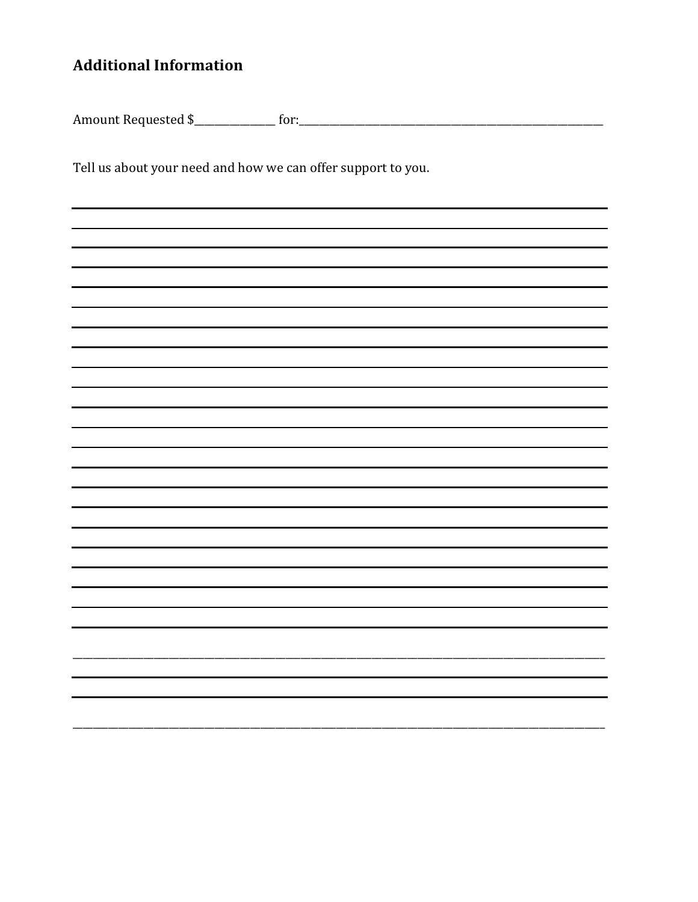## Additional Information

Amount Requested $_______________ for:_______________________________________________________________

Tell us about your need and how we can offer support to you.

_______________________________________________________________________________________________

_______________________________________________________________________________________________